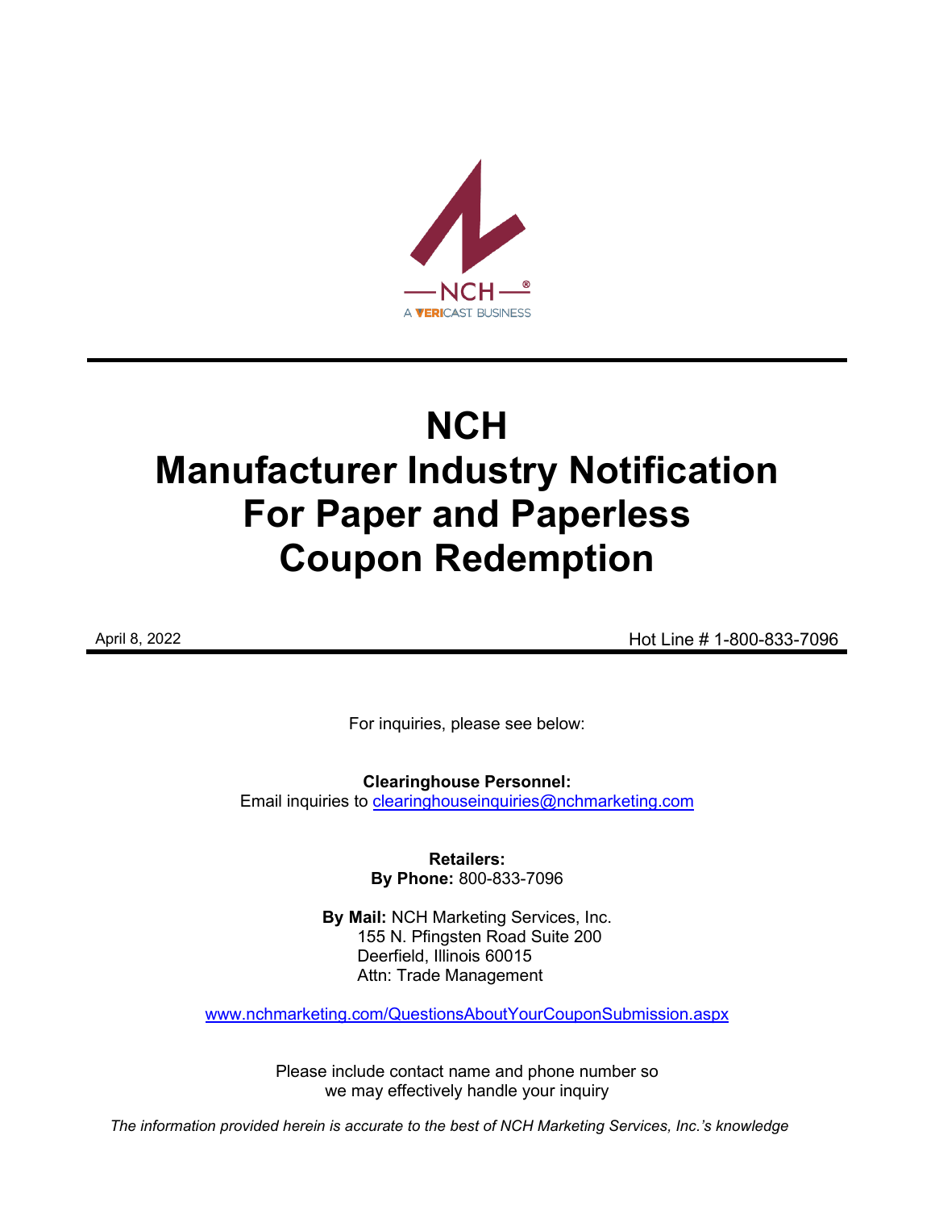NCH

A VERICAST BUSINESS

# NCH
# Manufacturer Industry Notification
# For Paper and Paperless
# Coupon Redemption

April 8, 2022 | Hot Line # 1-800-833-7096

For inquiries, please see below:

**Clearinghouse Personnel:**
Email inquiries to clearinghouseinquiries@nchmarketing.com

**Retailers:**
**By Phone:** 800-833-7096

**By Mail:** NCH Marketing Services, Inc.
155 N. Pfingsten Road Suite 200
Deerfield, Illinois 60015
Attn: Trade Management

www.nchmarketing.com/QuestionsAboutYourCouponSubmission.aspx

Please include contact name and phone number so we may effectively handle your inquiry

*The information provided herein is accurate to the best of NCH Marketing Services, Inc.'s knowledge*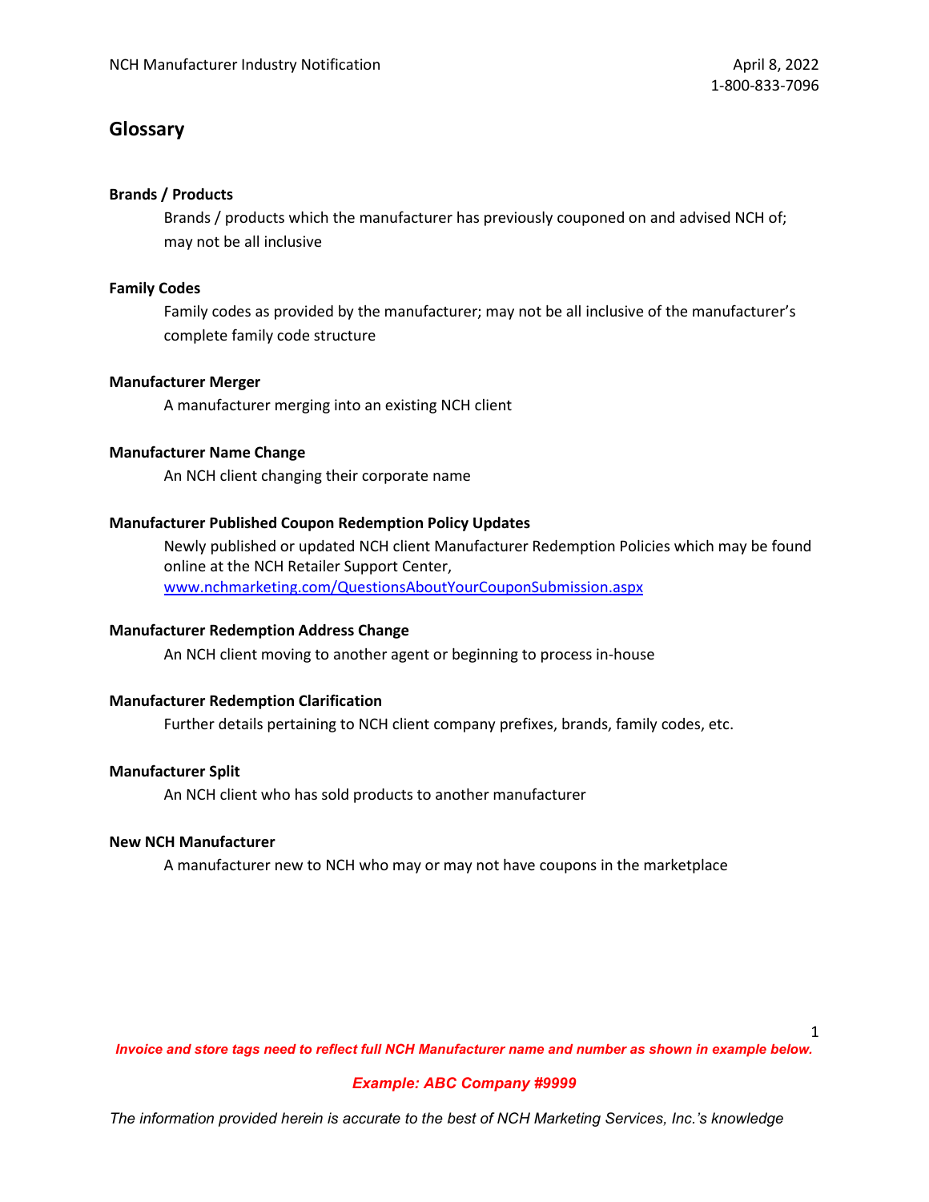## Glossary

**Brands / Products**

Brands / products which the manufacturer has previously couponed on and advised NCH of; may not be all inclusive

**Family Codes**

Family codes as provided by the manufacturer; may not be all inclusive of the manufacturer's complete family code structure

**Manufacturer Merger**

A manufacturer merging into an existing NCH client

**Manufacturer Name Change**

An NCH client changing their corporate name

**Manufacturer Published Coupon Redemption Policy Updates**

Newly published or updated NCH client Manufacturer Redemption Policies which may be found online at the NCH Retailer Support Center, [www.nchmarketing.com/QuestionsAboutYourCouponSubmission.aspx](http://www.nchmarketing.com/QuestionsAboutYourCouponSubmission.aspx)

**Manufacturer Redemption Address Change**

An NCH client moving to another agent or beginning to process in-house

**Manufacturer Redemption Clarification**

Further details pertaining to NCH client company prefixes, brands, family codes, etc.

**Manufacturer Split**

An NCH client who has sold products to another manufacturer

**New NCH Manufacturer**

A manufacturer new to NCH who may or may not have coupons in the marketplace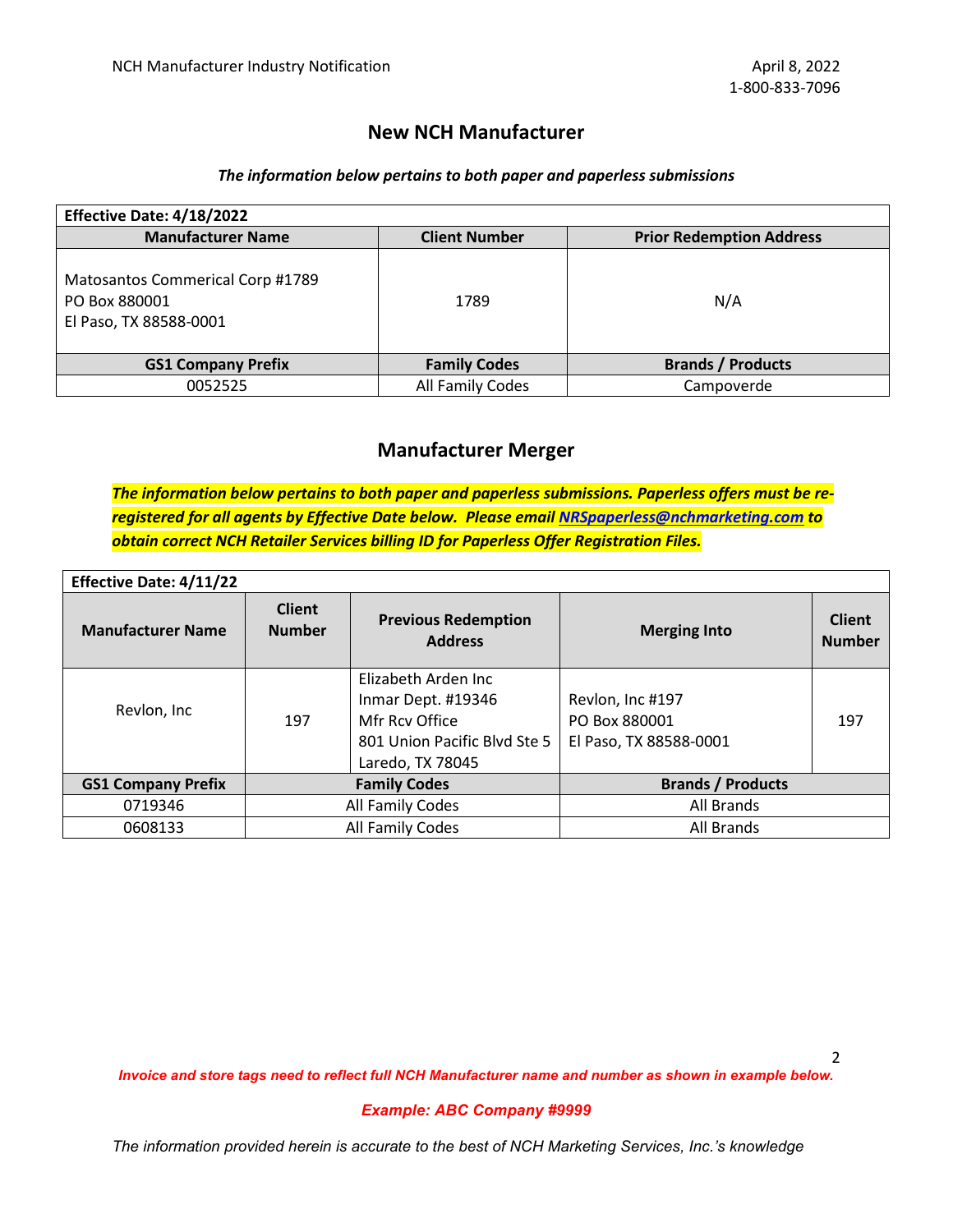NCH Manufacturer Industry Notification

April 8, 2022
1-800-833-7096

## New NCH Manufacturer

***The information below pertains to both paper and paperless submissions***

| **Effective Date: 4/18/2022** | | |
|---|---|---|
| **Manufacturer Name** | **Client Number** | **Prior Redemption Address** |
| Matosantos Commerical Corp #1789<br>PO Box 880001<br>El Paso, TX 88588-0001 | 1789 | N/A |
| **GS1 Company Prefix** | **Family Codes** | **Brands / Products** |
| 0052525 | All Family Codes | Campoverde |

## Manufacturer Merger

***The information below pertains to both paper and paperless submissions. Paperless offers must be re-registered for all agents by Effective Date below. Please email NRSpaperless@nchmarketing.com to obtain correct NCH Retailer Services billing ID for Paperless Offer Registration Files.***

| **Effective Date: 4/11/22** | | | | |
|---|---|---|---|---|
| **Manufacturer Name** | **Client Number** | **Previous Redemption Address** | **Merging Into** | **Client Number** |
| Revlon, Inc | 197 | Elizabeth Arden Inc<br>Inmar Dept. #19346<br>Mfr Rcv Office<br>801 Union Pacific Blvd Ste 5<br>Laredo, TX 78045 | Revlon, Inc #197<br>PO Box 880001<br>El Paso, TX 88588-0001 | 197 |
| **GS1 Company Prefix** | **Family Codes** | | **Brands / Products** | |
| 0719346 | All Family Codes | | All Brands | |
| 0608133 | All Family Codes | | All Brands | |

***Invoice and store tags need to reflect full NCH Manufacturer name and number as shown in example below.***

***Example: ABC Company #9999***

*The information provided herein is accurate to the best of NCH Marketing Services, Inc.'s knowledge*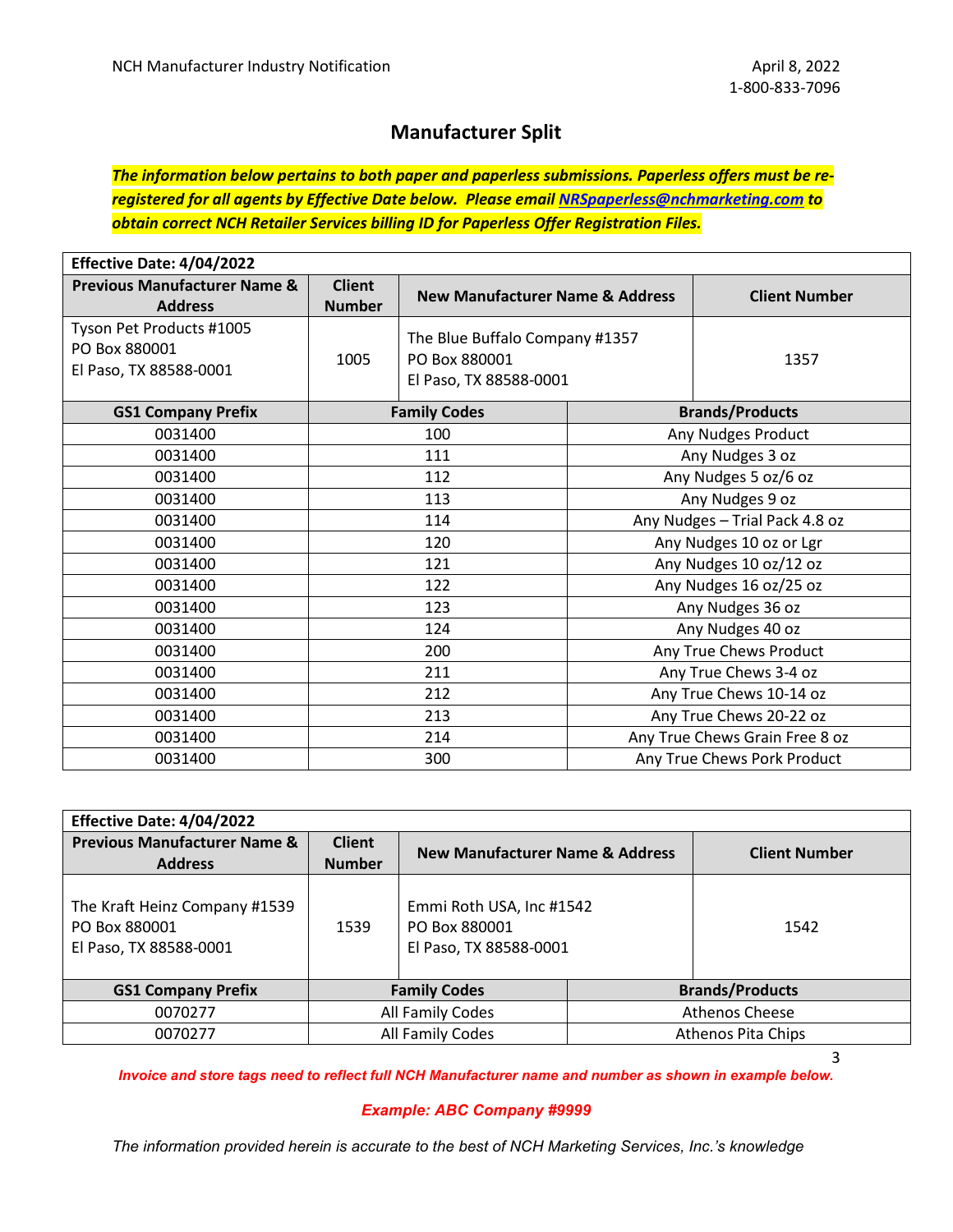## Manufacturer Split

***The information below pertains to both paper and paperless submissions. Paperless offers must be re-registered for all agents by Effective Date below. Please email [NRSpaperless@nchmarketing.com](mailto:NRSpaperless@nchmarketing.com) to obtain correct NCH Retailer Services billing ID for Paperless Offer Registration Files.***

**Effective Date: 4/04/2022**

| Previous Manufacturer Name & Address | Client Number | New Manufacturer Name & Address | Client Number |
|---|---|---|---|
| Tyson Pet Products #1005<br>PO Box 880001<br>El Paso, TX 88588-0001 | 1005 | The Blue Buffalo Company #1357<br>PO Box 880001<br>El Paso, TX 88588-0001 | 1357 |

| GS1 Company Prefix | Family Codes | Brands/Products |
|---|---|---|
| 0031400 | 100 | Any Nudges Product |
| 0031400 | 111 | Any Nudges 3 oz |
| 0031400 | 112 | Any Nudges 5 oz/6 oz |
| 0031400 | 113 | Any Nudges 9 oz |
| 0031400 | 114 | Any Nudges – Trial Pack 4.8 oz |
| 0031400 | 120 | Any Nudges 10 oz or Lgr |
| 0031400 | 121 | Any Nudges 10 oz/12 oz |
| 0031400 | 122 | Any Nudges 16 oz/25 oz |
| 0031400 | 123 | Any Nudges 36 oz |
| 0031400 | 124 | Any Nudges 40 oz |
| 0031400 | 200 | Any True Chews Product |
| 0031400 | 211 | Any True Chews 3-4 oz |
| 0031400 | 212 | Any True Chews 10-14 oz |
| 0031400 | 213 | Any True Chews 20-22 oz |
| 0031400 | 214 | Any True Chews Grain Free 8 oz |
| 0031400 | 300 | Any True Chews Pork Product |

**Effective Date: 4/04/2022**

| Previous Manufacturer Name & Address | Client Number | New Manufacturer Name & Address | Client Number |
|---|---|---|---|
| The Kraft Heinz Company #1539<br>PO Box 880001<br>El Paso, TX 88588-0001 | 1539 | Emmi Roth USA, Inc #1542<br>PO Box 880001<br>El Paso, TX 88588-0001 | 1542 |

| GS1 Company Prefix | Family Codes | Brands/Products |
|---|---|---|
| 0070277 | All Family Codes | Athenos Cheese |
| 0070277 | All Family Codes | Athenos Pita Chips |

***Invoice and store tags need to reflect full NCH Manufacturer name and number as shown in example below.***

***Example: ABC Company #9999***

*The information provided herein is accurate to the best of NCH Marketing Services, Inc.'s knowledge*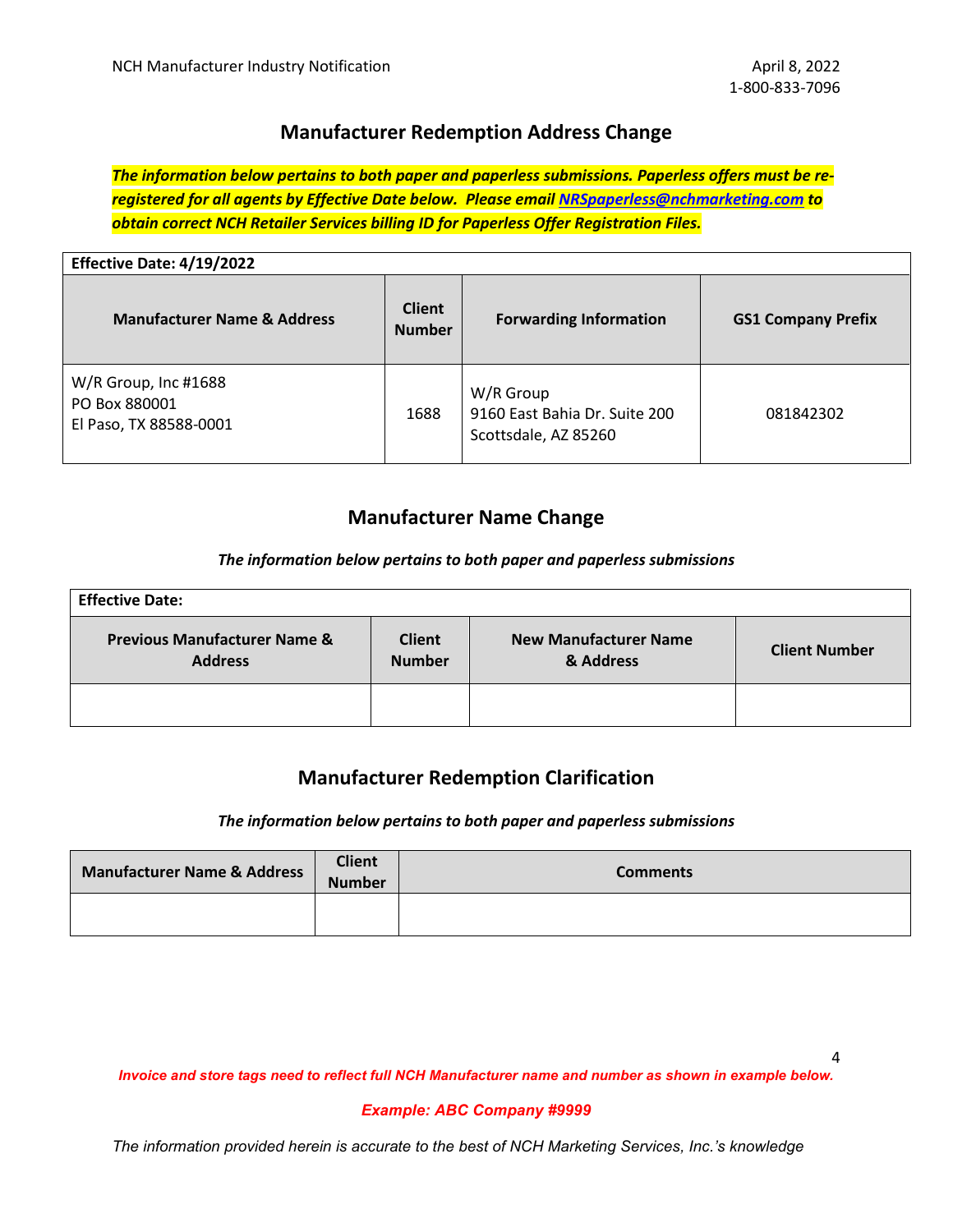## Manufacturer Redemption Address Change

***The information below pertains to both paper and paperless submissions. Paperless offers must be re-registered for all agents by Effective Date below. Please email [NRSpaperless@nchmarketing.com](mailto:NRSpaperless@nchmarketing.com) to obtain correct NCH Retailer Services billing ID for Paperless Offer Registration Files.***

**Effective Date: 4/19/2022**

| Manufacturer Name & Address | Client Number | Forwarding Information | GS1 Company Prefix |
|---|---|---|---|
| W/R Group, Inc #1688<br>PO Box 880001<br>El Paso, TX 88588-0001 | 1688 | W/R Group<br>9160 East Bahia Dr. Suite 200<br>Scottsdale, AZ 85260 | 081842302 |

## Manufacturer Name Change

***The information below pertains to both paper and paperless submissions***

**Effective Date:**

| Previous Manufacturer Name & Address | Client Number | New Manufacturer Name & Address | Client Number |
|---|---|---|---|
| | | | |

## Manufacturer Redemption Clarification

***The information below pertains to both paper and paperless submissions***

| Manufacturer Name & Address | Client Number | Comments |
|---|---|---|
| | | |

***Invoice and store tags need to reflect full NCH Manufacturer name and number as shown in example below.***

***Example: ABC Company #9999***

*The information provided herein is accurate to the best of NCH Marketing Services, Inc.'s knowledge*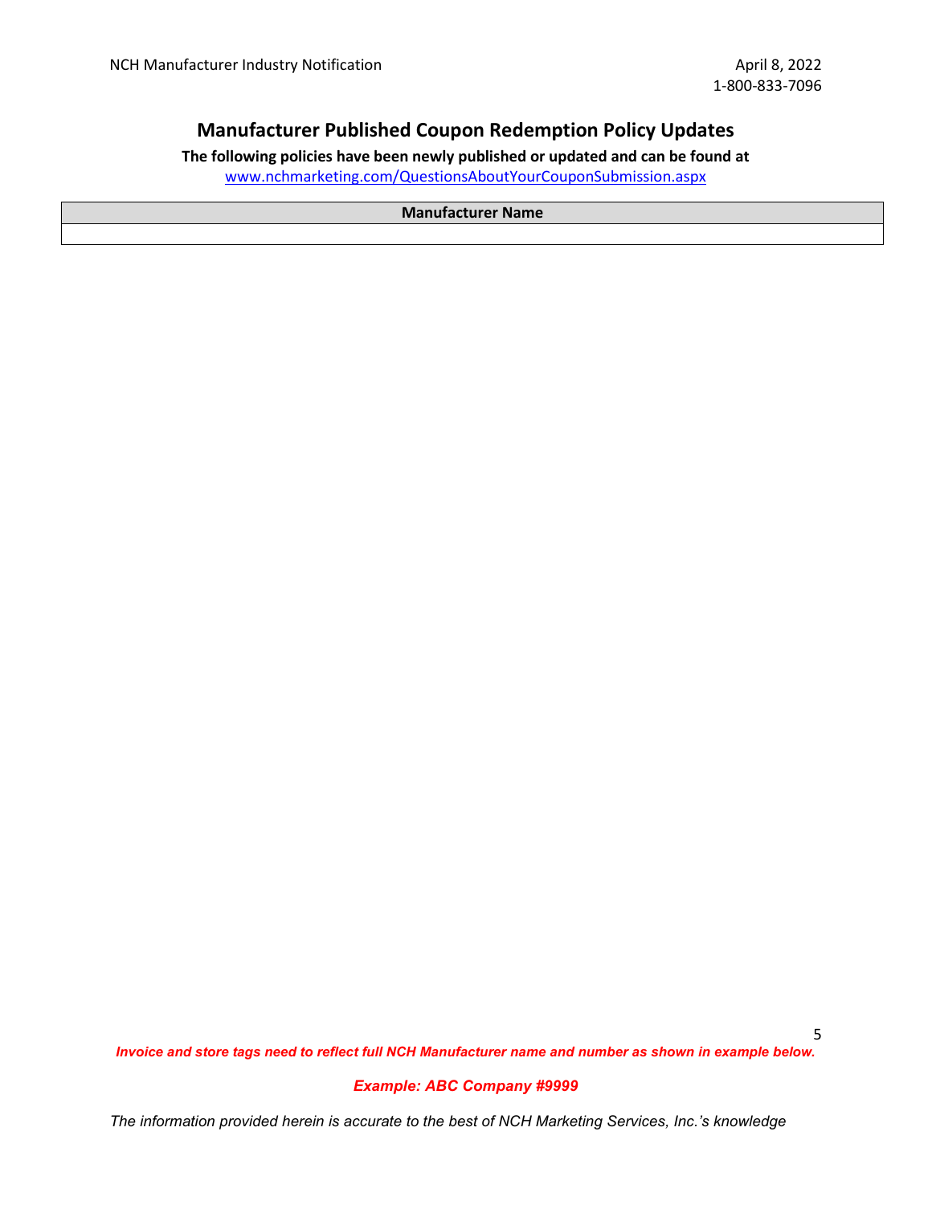# Manufacturer Published Coupon Redemption Policy Updates

**The following policies have been newly published or updated and can be found at**
[www.nchmarketing.com/QuestionsAboutYourCouponSubmission.aspx](www.nchmarketing.com/QuestionsAboutYourCouponSubmission.aspx)

| Manufacturer Name |
|---|
| |

***Invoice and store tags need to reflect full NCH Manufacturer name and number as shown in example below.***

***Example: ABC Company #9999***

*The information provided herein is accurate to the best of NCH Marketing Services, Inc.'s knowledge*